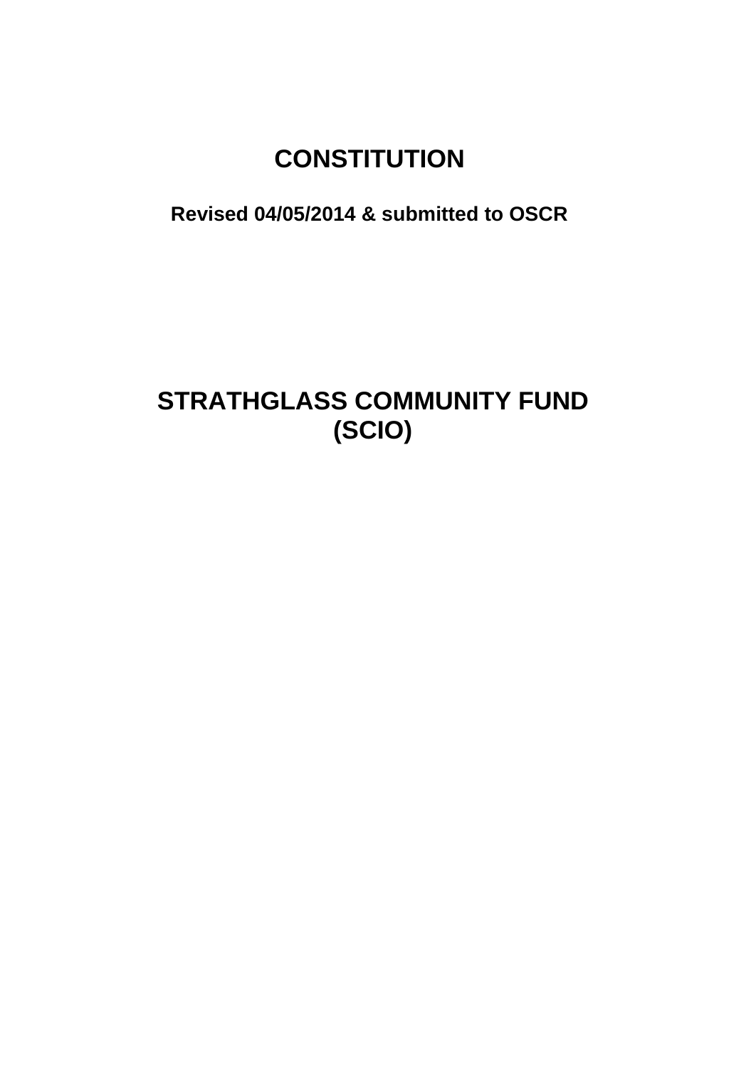# CONSTITUTION

**Revised 04/05/2014 & submitted to OSCR**

# STRATHGLASS COMMUNITY FUND (SCIO)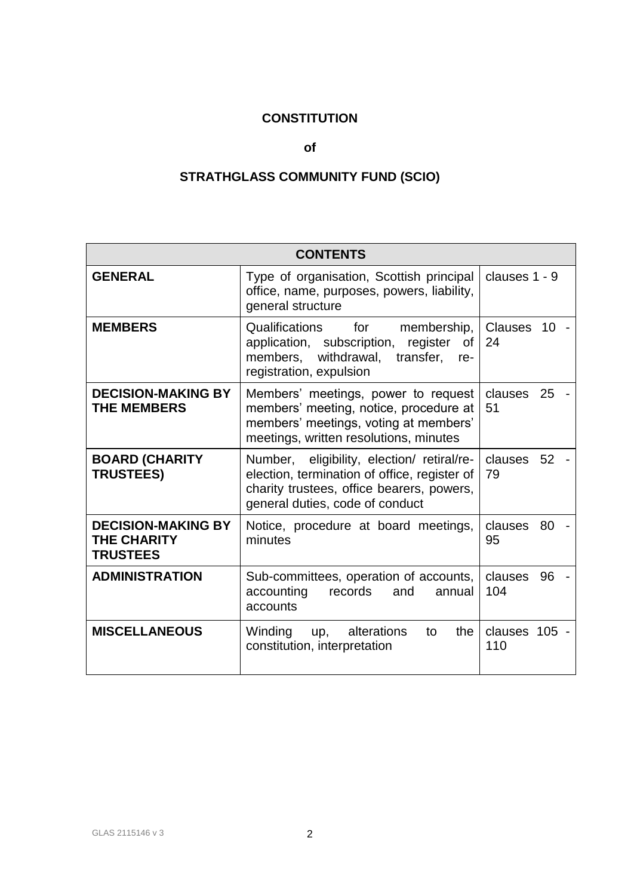**CONSTITUTION**

**of**

**STRATHGLASS COMMUNITY FUND (SCIO)**

| CONTENTS | | |
|---|---|---|
| **GENERAL** | Type of organisation, Scottish principal office, name, purposes, powers, liability, general structure | clauses 1 - 9 |
| **MEMBERS** | Qualifications for membership, application, subscription, register of members, withdrawal, transfer, re-registration, expulsion | Clauses 10 - 24 |
| **DECISION-MAKING BY THE MEMBERS** | Members' meetings, power to request members' meeting, notice, procedure at members' meetings, voting at members' meetings, written resolutions, minutes | clauses 25 - 51 |
| **BOARD (CHARITY TRUSTEES)** | Number, eligibility, election/ retiral/re-election, termination of office, register of charity trustees, office bearers, powers, general duties, code of conduct | clauses 52 - 79 |
| **DECISION-MAKING BY THE CHARITY TRUSTEES** | Notice, procedure at board meetings, minutes | clauses 80 - 95 |
| **ADMINISTRATION** | Sub-committees, operation of accounts, accounting records and annual accounts | clauses 96 - 104 |
| **MISCELLANEOUS** | Winding up, alterations to the constitution, interpretation | clauses 105 - 110 |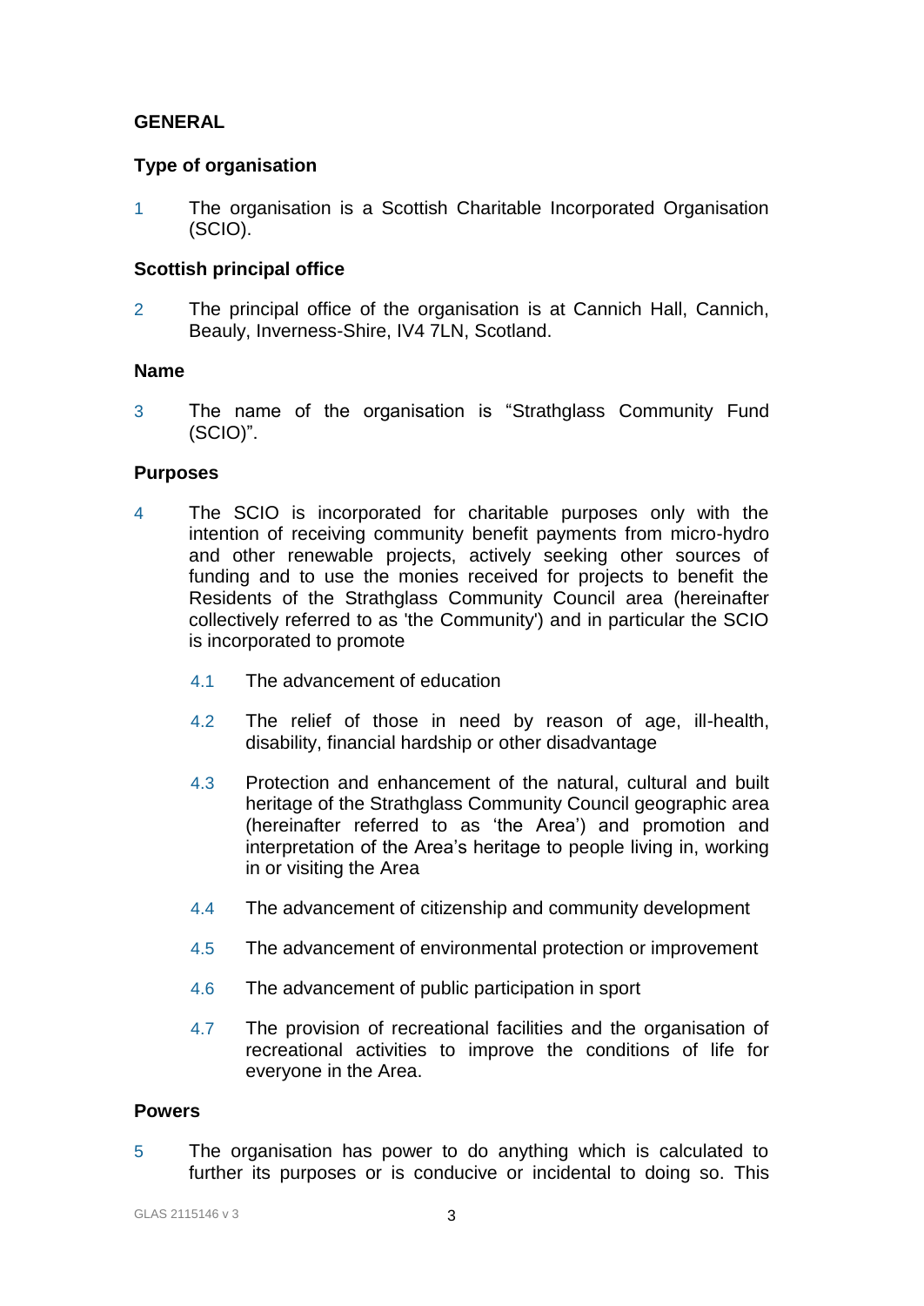## GENERAL

### Type of organisation

1 The organisation is a Scottish Charitable Incorporated Organisation (SCIO).

### Scottish principal office

2 The principal office of the organisation is at Cannich Hall, Cannich, Beauly, Inverness-Shire, IV4 7LN, Scotland.

### Name

3 The name of the organisation is “Strathglass Community Fund (SCIO)”.

### Purposes

4 The SCIO is incorporated for charitable purposes only with the intention of receiving community benefit payments from micro-hydro and other renewable projects, actively seeking other sources of funding and to use the monies received for projects to benefit the Residents of the Strathglass Community Council area (hereinafter collectively referred to as 'the Community') and in particular the SCIO is incorporated to promote

4.1 The advancement of education

4.2 The relief of those in need by reason of age, ill-health, disability, financial hardship or other disadvantage

4.3 Protection and enhancement of the natural, cultural and built heritage of the Strathglass Community Council geographic area (hereinafter referred to as ‘the Area’) and promotion and interpretation of the Area’s heritage to people living in, working in or visiting the Area

4.4 The advancement of citizenship and community development

4.5 The advancement of environmental protection or improvement

4.6 The advancement of public participation in sport

4.7 The provision of recreational facilities and the organisation of recreational activities to improve the conditions of life for everyone in the Area.

### Powers

5 The organisation has power to do anything which is calculated to further its purposes or is conducive or incidental to doing so. This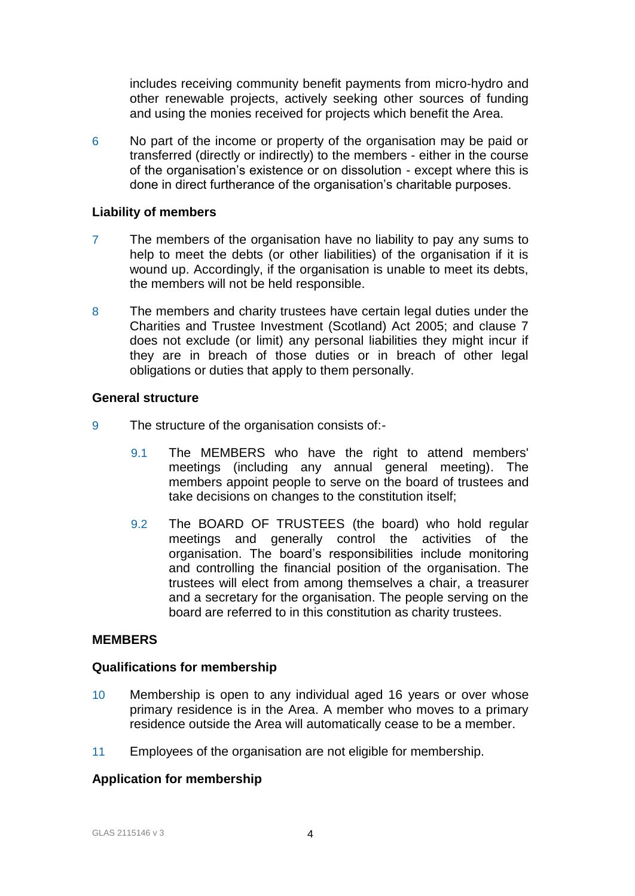includes receiving community benefit payments from micro-hydro and other renewable projects, actively seeking other sources of funding and using the monies received for projects which benefit the Area.

6 No part of the income or property of the organisation may be paid or transferred (directly or indirectly) to the members - either in the course of the organisation's existence or on dissolution - except where this is done in direct furtherance of the organisation's charitable purposes.

**Liability of members**

7 The members of the organisation have no liability to pay any sums to help to meet the debts (or other liabilities) of the organisation if it is wound up. Accordingly, if the organisation is unable to meet its debts, the members will not be held responsible.

8 The members and charity trustees have certain legal duties under the Charities and Trustee Investment (Scotland) Act 2005; and clause 7 does not exclude (or limit) any personal liabilities they might incur if they are in breach of those duties or in breach of other legal obligations or duties that apply to them personally.

**General structure**

9 The structure of the organisation consists of:-

9.1 The MEMBERS who have the right to attend members' meetings (including any annual general meeting). The members appoint people to serve on the board of trustees and take decisions on changes to the constitution itself;

9.2 The BOARD OF TRUSTEES (the board) who hold regular meetings and generally control the activities of the organisation. The board's responsibilities include monitoring and controlling the financial position of the organisation. The trustees will elect from among themselves a chair, a treasurer and a secretary for the organisation. The people serving on the board are referred to in this constitution as charity trustees.

**MEMBERS**

**Qualifications for membership**

10 Membership is open to any individual aged 16 years or over whose primary residence is in the Area. A member who moves to a primary residence outside the Area will automatically cease to be a member.

11 Employees of the organisation are not eligible for membership.

**Application for membership**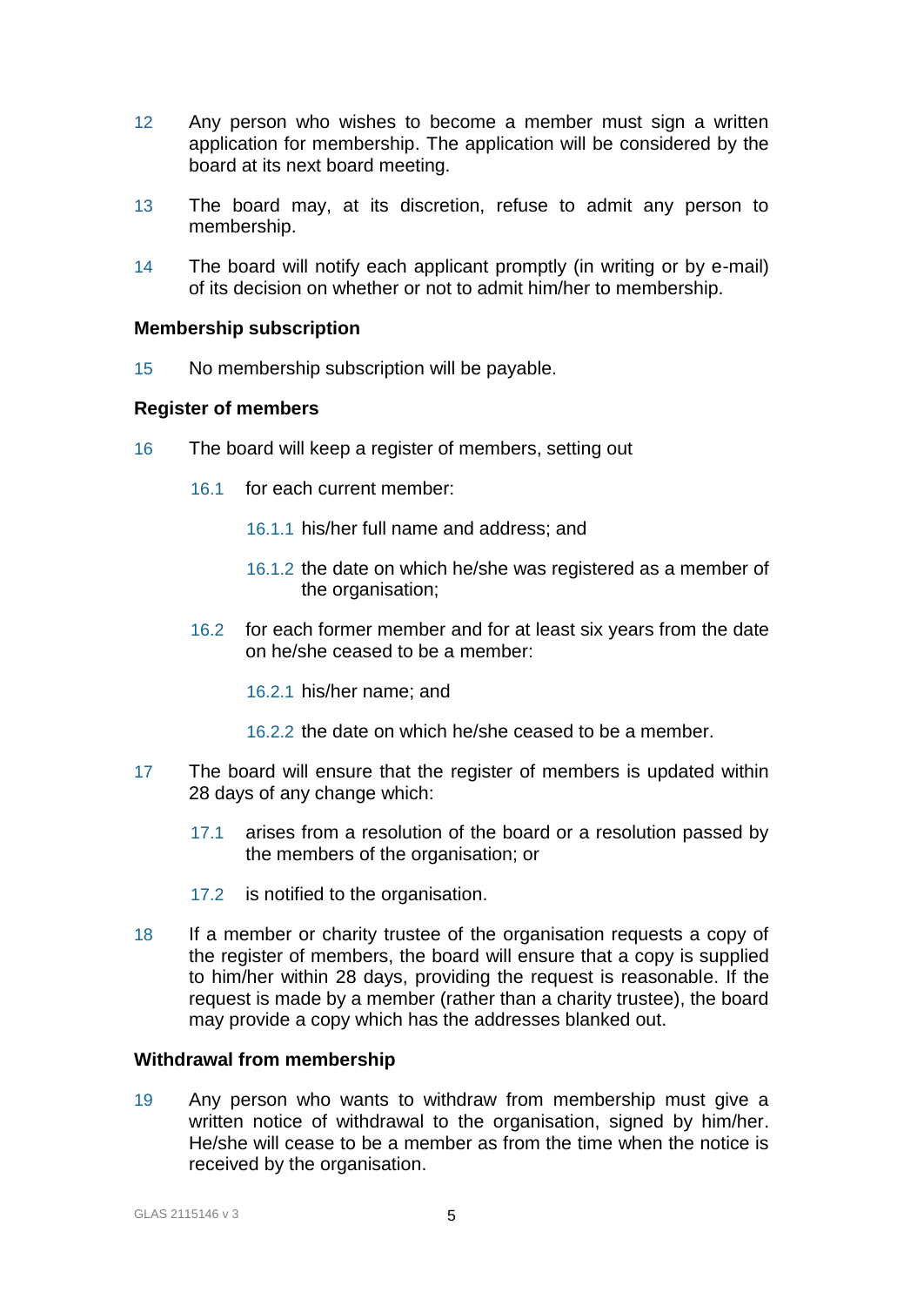12 Any person who wishes to become a member must sign a written application for membership. The application will be considered by the board at its next board meeting.

13 The board may, at its discretion, refuse to admit any person to membership.

14 The board will notify each applicant promptly (in writing or by e-mail) of its decision on whether or not to admit him/her to membership.

**Membership subscription**

15 No membership subscription will be payable.

**Register of members**

16 The board will keep a register of members, setting out

- 16.1 for each current member:
  - 16.1.1 his/her full name and address; and
  - 16.1.2 the date on which he/she was registered as a member of the organisation;
- 16.2 for each former member and for at least six years from the date on he/she ceased to be a member:
  - 16.2.1 his/her name; and
  - 16.2.2 the date on which he/she ceased to be a member.

17 The board will ensure that the register of members is updated within 28 days of any change which:

- 17.1 arises from a resolution of the board or a resolution passed by the members of the organisation; or
- 17.2 is notified to the organisation.

18 If a member or charity trustee of the organisation requests a copy of the register of members, the board will ensure that a copy is supplied to him/her within 28 days, providing the request is reasonable. If the request is made by a member (rather than a charity trustee), the board may provide a copy which has the addresses blanked out.

**Withdrawal from membership**

19 Any person who wants to withdraw from membership must give a written notice of withdrawal to the organisation, signed by him/her. He/she will cease to be a member as from the time when the notice is received by the organisation.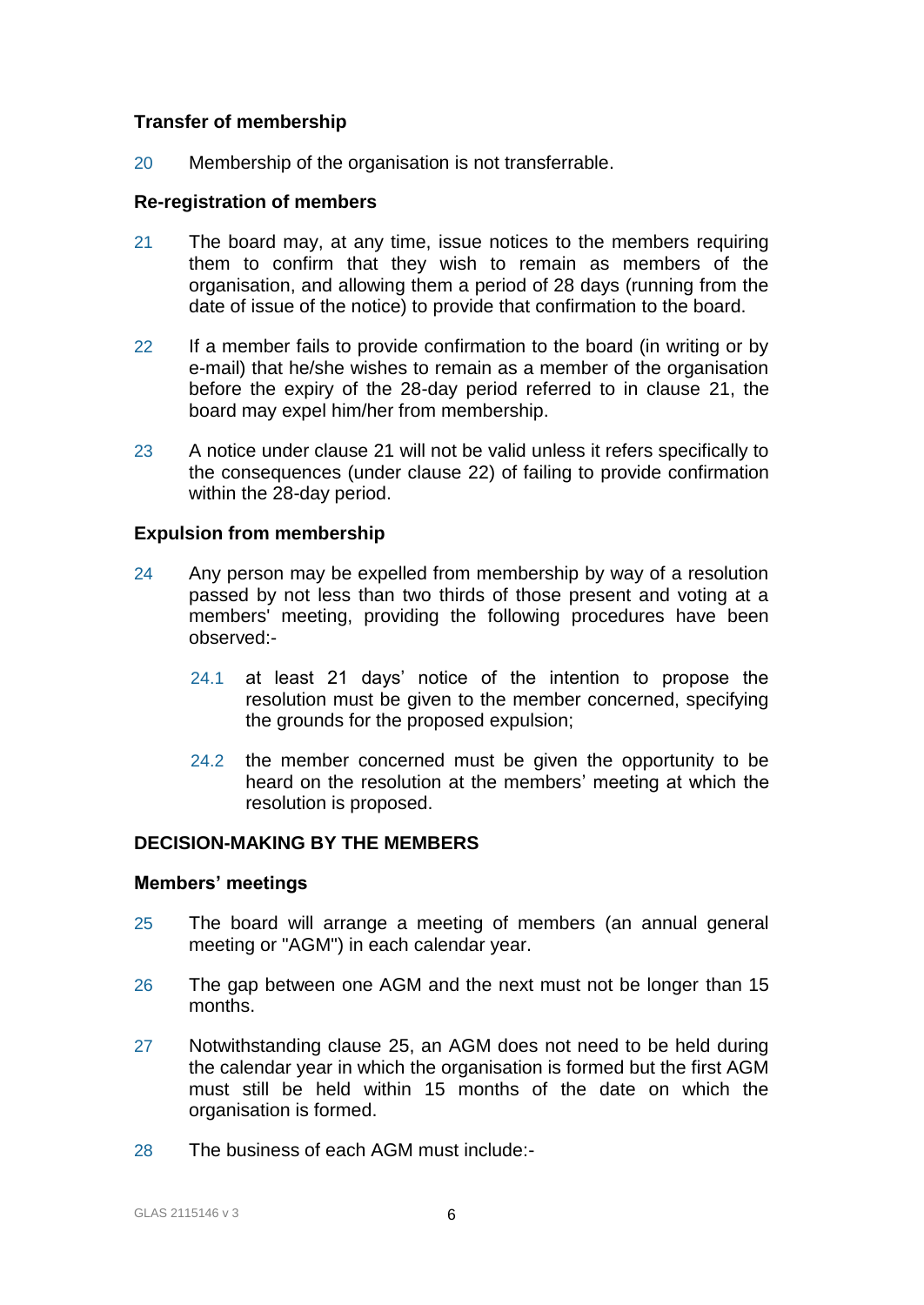**Transfer of membership**

20 Membership of the organisation is not transferrable.

**Re-registration of members**

21 The board may, at any time, issue notices to the members requiring them to confirm that they wish to remain as members of the organisation, and allowing them a period of 28 days (running from the date of issue of the notice) to provide that confirmation to the board.

22 If a member fails to provide confirmation to the board (in writing or by e-mail) that he/she wishes to remain as a member of the organisation before the expiry of the 28-day period referred to in clause 21, the board may expel him/her from membership.

23 A notice under clause 21 will not be valid unless it refers specifically to the consequences (under clause 22) of failing to provide confirmation within the 28-day period.

**Expulsion from membership**

24 Any person may be expelled from membership by way of a resolution passed by not less than two thirds of those present and voting at a members' meeting, providing the following procedures have been observed:-

24.1 at least 21 days' notice of the intention to propose the resolution must be given to the member concerned, specifying the grounds for the proposed expulsion;

24.2 the member concerned must be given the opportunity to be heard on the resolution at the members' meeting at which the resolution is proposed.

**DECISION-MAKING BY THE MEMBERS**

**Members' meetings**

25 The board will arrange a meeting of members (an annual general meeting or "AGM") in each calendar year.

26 The gap between one AGM and the next must not be longer than 15 months.

27 Notwithstanding clause 25, an AGM does not need to be held during the calendar year in which the organisation is formed but the first AGM must still be held within 15 months of the date on which the organisation is formed.

28 The business of each AGM must include:-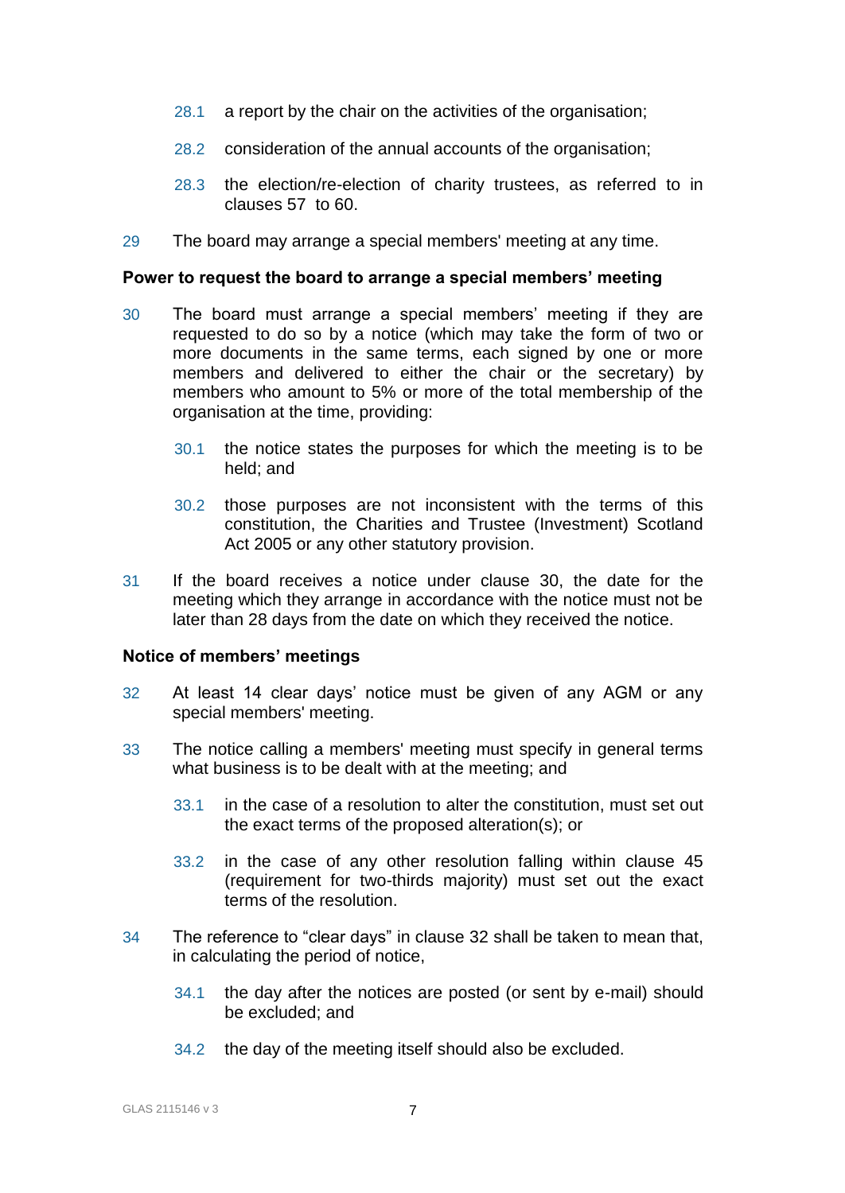28.1 a report by the chair on the activities of the organisation;

28.2 consideration of the annual accounts of the organisation;

28.3 the election/re-election of charity trustees, as referred to in clauses 57 to 60.

29 The board may arrange a special members' meeting at any time.

**Power to request the board to arrange a special members' meeting**

30 The board must arrange a special members' meeting if they are requested to do so by a notice (which may take the form of two or more documents in the same terms, each signed by one or more members and delivered to either the chair or the secretary) by members who amount to 5% or more of the total membership of the organisation at the time, providing:

30.1 the notice states the purposes for which the meeting is to be held; and

30.2 those purposes are not inconsistent with the terms of this constitution, the Charities and Trustee (Investment) Scotland Act 2005 or any other statutory provision.

31 If the board receives a notice under clause 30, the date for the meeting which they arrange in accordance with the notice must not be later than 28 days from the date on which they received the notice.

**Notice of members' meetings**

32 At least 14 clear days' notice must be given of any AGM or any special members' meeting.

33 The notice calling a members' meeting must specify in general terms what business is to be dealt with at the meeting; and

33.1 in the case of a resolution to alter the constitution, must set out the exact terms of the proposed alteration(s); or

33.2 in the case of any other resolution falling within clause 45 (requirement for two-thirds majority) must set out the exact terms of the resolution.

34 The reference to "clear days" in clause 32 shall be taken to mean that, in calculating the period of notice,

34.1 the day after the notices are posted (or sent by e-mail) should be excluded; and

34.2 the day of the meeting itself should also be excluded.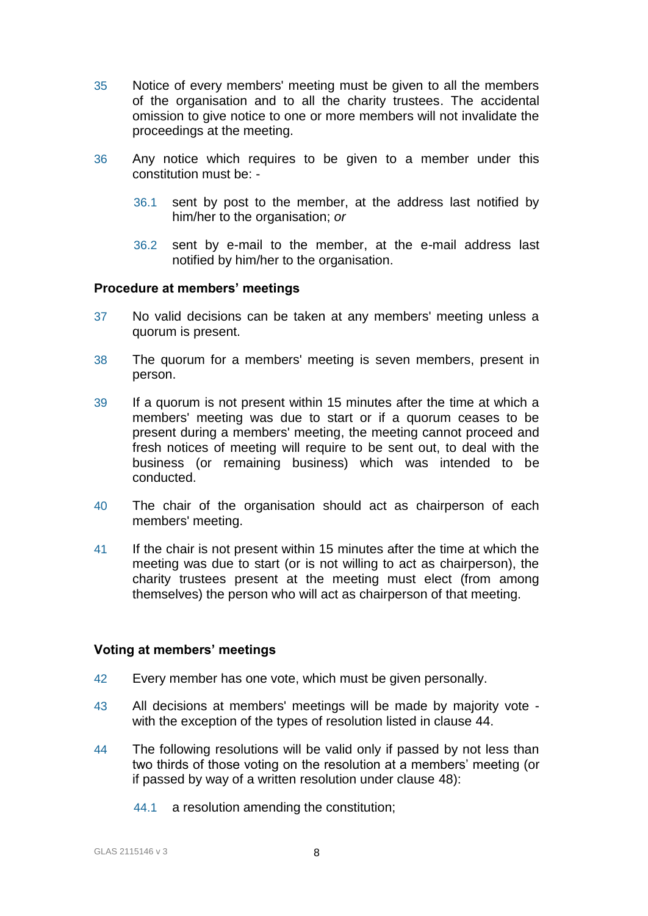35 Notice of every members' meeting must be given to all the members of the organisation and to all the charity trustees. The accidental omission to give notice to one or more members will not invalidate the proceedings at the meeting.

36 Any notice which requires to be given to a member under this constitution must be: -

36.1 sent by post to the member, at the address last notified by him/her to the organisation; *or*

36.2 sent by e-mail to the member, at the e-mail address last notified by him/her to the organisation.

**Procedure at members' meetings**

37 No valid decisions can be taken at any members' meeting unless a quorum is present.

38 The quorum for a members' meeting is seven members, present in person.

39 If a quorum is not present within 15 minutes after the time at which a members' meeting was due to start or if a quorum ceases to be present during a members' meeting, the meeting cannot proceed and fresh notices of meeting will require to be sent out, to deal with the business (or remaining business) which was intended to be conducted.

40 The chair of the organisation should act as chairperson of each members' meeting.

41 If the chair is not present within 15 minutes after the time at which the meeting was due to start (or is not willing to act as chairperson), the charity trustees present at the meeting must elect (from among themselves) the person who will act as chairperson of that meeting.

**Voting at members' meetings**

42 Every member has one vote, which must be given personally.

43 All decisions at members' meetings will be made by majority vote - with the exception of the types of resolution listed in clause 44.

44 The following resolutions will be valid only if passed by not less than two thirds of those voting on the resolution at a members' meeting (or if passed by way of a written resolution under clause 48):

44.1 a resolution amending the constitution;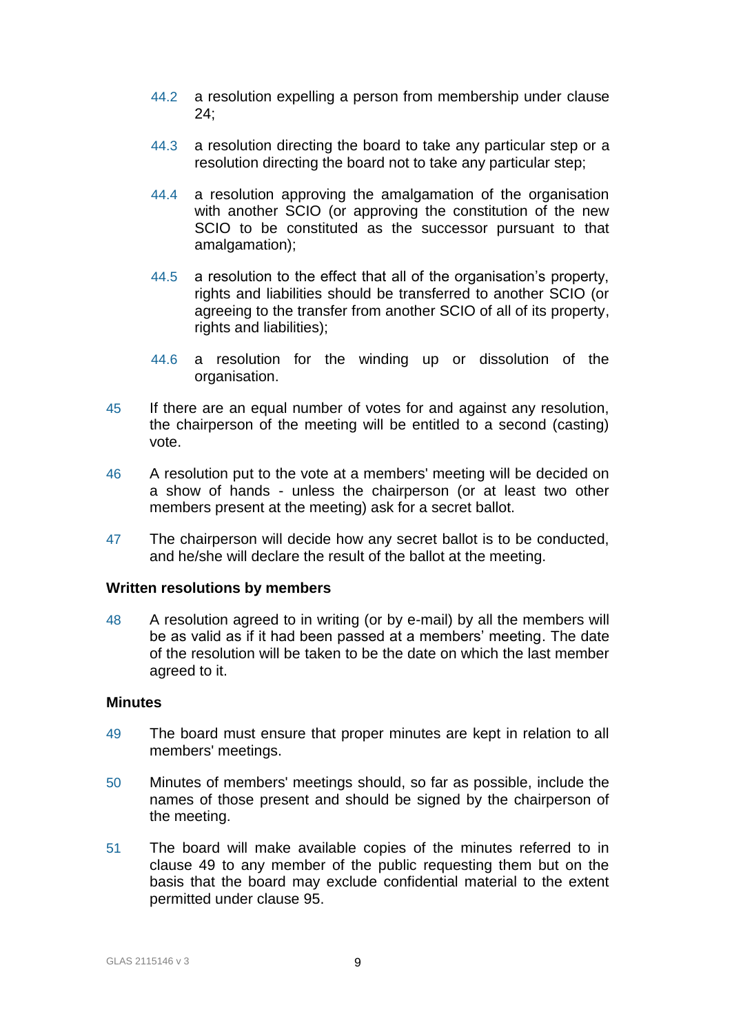44.2 a resolution expelling a person from membership under clause 24;

44.3 a resolution directing the board to take any particular step or a resolution directing the board not to take any particular step;

44.4 a resolution approving the amalgamation of the organisation with another SCIO (or approving the constitution of the new SCIO to be constituted as the successor pursuant to that amalgamation);

44.5 a resolution to the effect that all of the organisation's property, rights and liabilities should be transferred to another SCIO (or agreeing to the transfer from another SCIO of all of its property, rights and liabilities);

44.6 a resolution for the winding up or dissolution of the organisation.

45 If there are an equal number of votes for and against any resolution, the chairperson of the meeting will be entitled to a second (casting) vote.

46 A resolution put to the vote at a members' meeting will be decided on a show of hands - unless the chairperson (or at least two other members present at the meeting) ask for a secret ballot.

47 The chairperson will decide how any secret ballot is to be conducted, and he/she will declare the result of the ballot at the meeting.

**Written resolutions by members**

48 A resolution agreed to in writing (or by e-mail) by all the members will be as valid as if it had been passed at a members' meeting. The date of the resolution will be taken to be the date on which the last member agreed to it.

**Minutes**

49 The board must ensure that proper minutes are kept in relation to all members' meetings.

50 Minutes of members' meetings should, so far as possible, include the names of those present and should be signed by the chairperson of the meeting.

51 The board will make available copies of the minutes referred to in clause 49 to any member of the public requesting them but on the basis that the board may exclude confidential material to the extent permitted under clause 95.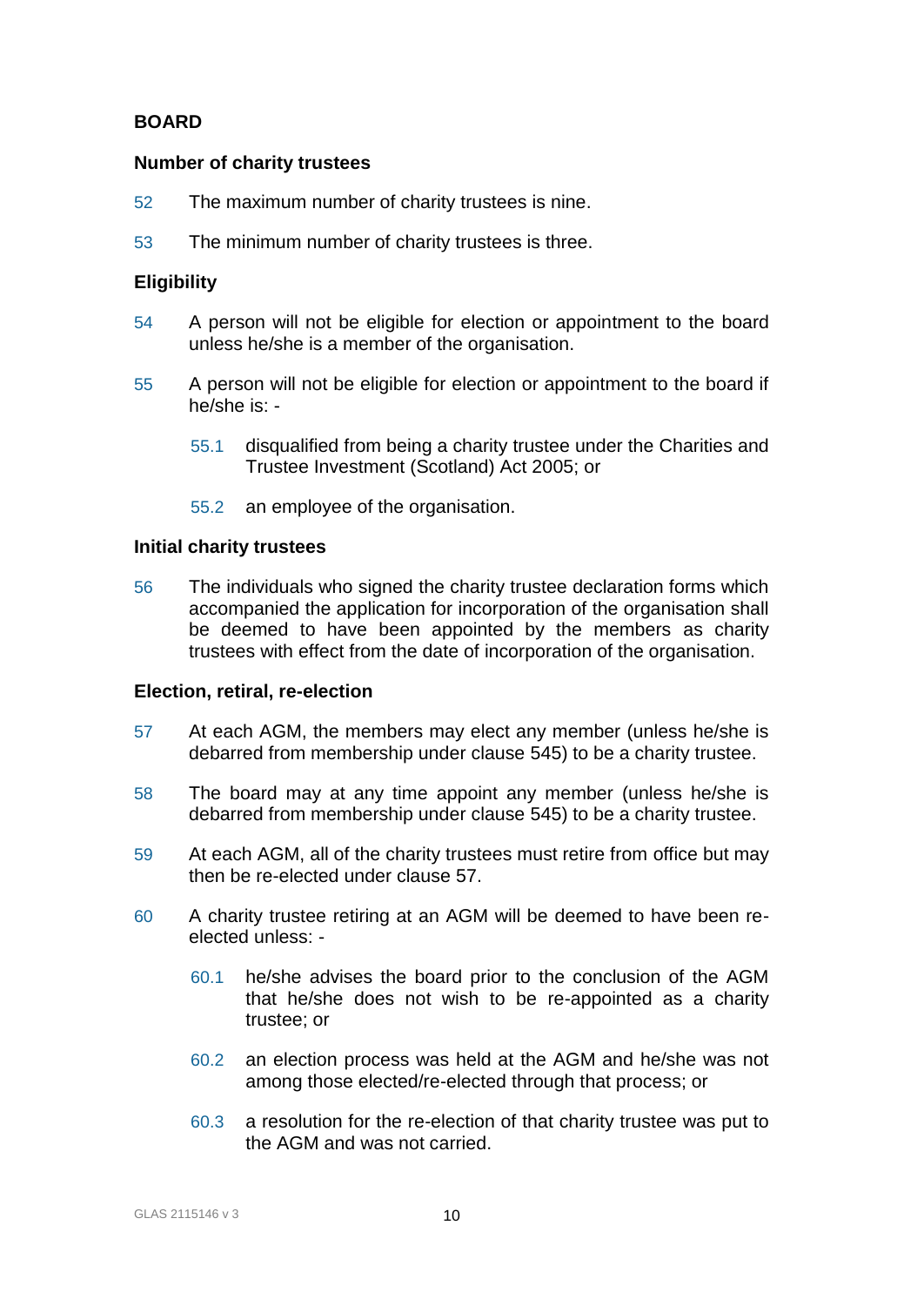**BOARD**

**Number of charity trustees**

52 The maximum number of charity trustees is nine.

53 The minimum number of charity trustees is three.

**Eligibility**

54 A person will not be eligible for election or appointment to the board unless he/she is a member of the organisation.

55 A person will not be eligible for election or appointment to the board if he/she is: -

55.1 disqualified from being a charity trustee under the Charities and Trustee Investment (Scotland) Act 2005; or

55.2 an employee of the organisation.

**Initial charity trustees**

56 The individuals who signed the charity trustee declaration forms which accompanied the application for incorporation of the organisation shall be deemed to have been appointed by the members as charity trustees with effect from the date of incorporation of the organisation.

**Election, retiral, re-election**

57 At each AGM, the members may elect any member (unless he/she is debarred from membership under clause 545) to be a charity trustee.

58 The board may at any time appoint any member (unless he/she is debarred from membership under clause 545) to be a charity trustee.

59 At each AGM, all of the charity trustees must retire from office but may then be re-elected under clause 57.

60 A charity trustee retiring at an AGM will be deemed to have been re-elected unless: -

60.1 he/she advises the board prior to the conclusion of the AGM that he/she does not wish to be re-appointed as a charity trustee; or

60.2 an election process was held at the AGM and he/she was not among those elected/re-elected through that process; or

60.3 a resolution for the re-election of that charity trustee was put to the AGM and was not carried.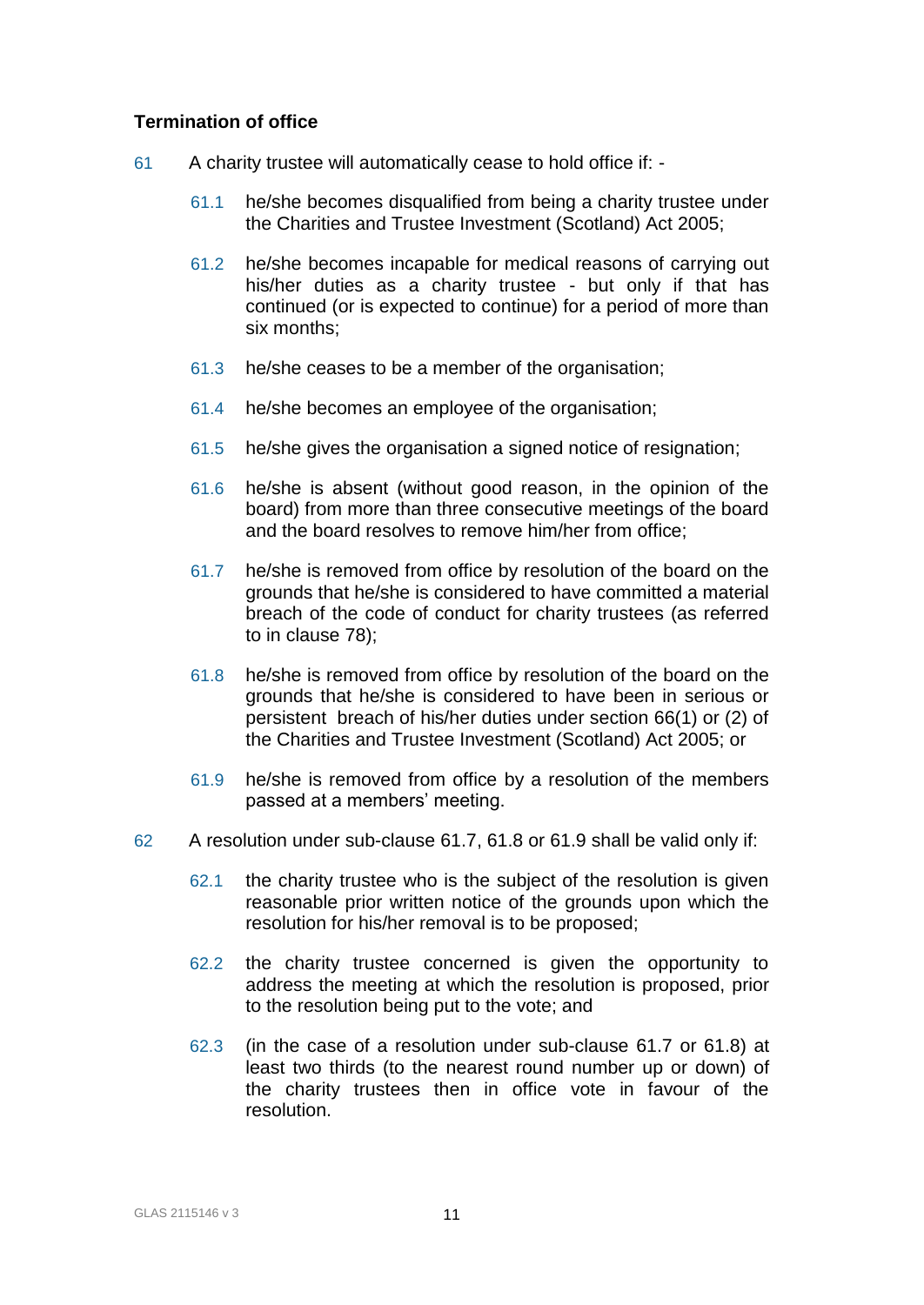**Termination of office**

61 A charity trustee will automatically cease to hold office if: -

61.1 he/she becomes disqualified from being a charity trustee under the Charities and Trustee Investment (Scotland) Act 2005;

61.2 he/she becomes incapable for medical reasons of carrying out his/her duties as a charity trustee - but only if that has continued (or is expected to continue) for a period of more than six months;

61.3 he/she ceases to be a member of the organisation;

61.4 he/she becomes an employee of the organisation;

61.5 he/she gives the organisation a signed notice of resignation;

61.6 he/she is absent (without good reason, in the opinion of the board) from more than three consecutive meetings of the board and the board resolves to remove him/her from office;

61.7 he/she is removed from office by resolution of the board on the grounds that he/she is considered to have committed a material breach of the code of conduct for charity trustees (as referred to in clause 78);

61.8 he/she is removed from office by resolution of the board on the grounds that he/she is considered to have been in serious or persistent breach of his/her duties under section 66(1) or (2) of the Charities and Trustee Investment (Scotland) Act 2005; or

61.9 he/she is removed from office by a resolution of the members passed at a members' meeting.

62 A resolution under sub-clause 61.7, 61.8 or 61.9 shall be valid only if:

62.1 the charity trustee who is the subject of the resolution is given reasonable prior written notice of the grounds upon which the resolution for his/her removal is to be proposed;

62.2 the charity trustee concerned is given the opportunity to address the meeting at which the resolution is proposed, prior to the resolution being put to the vote; and

62.3 (in the case of a resolution under sub-clause 61.7 or 61.8) at least two thirds (to the nearest round number up or down) of the charity trustees then in office vote in favour of the resolution.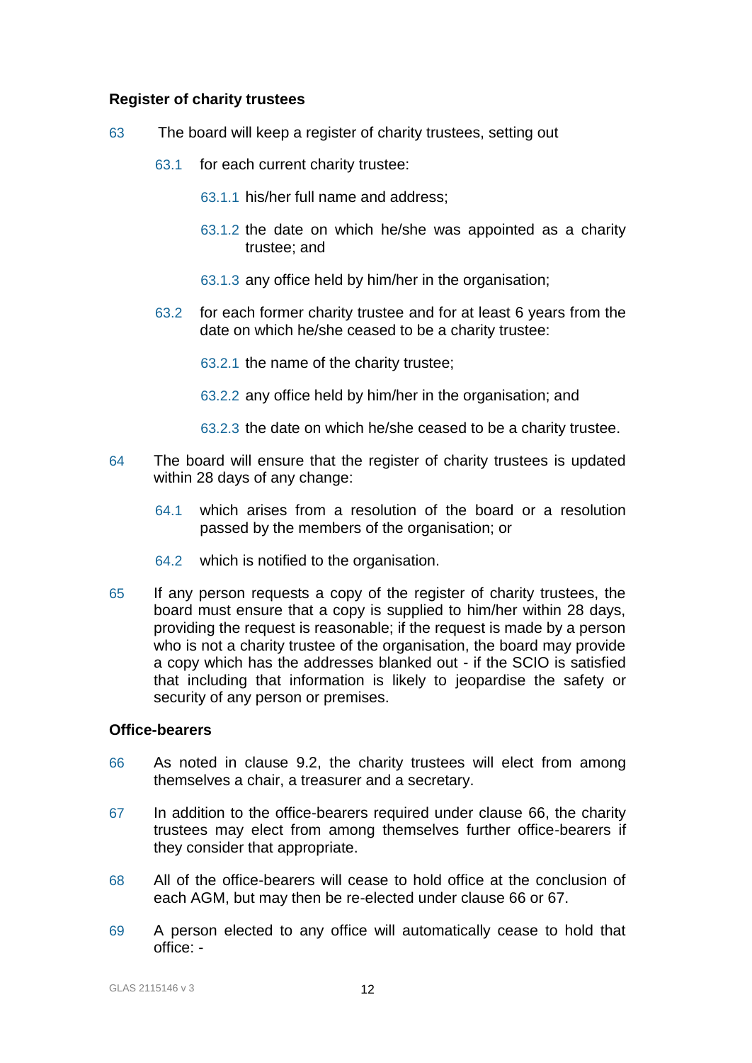### Register of charity trustees

63 The board will keep a register of charity trustees, setting out

63.1 for each current charity trustee:

63.1.1 his/her full name and address;

63.1.2 the date on which he/she was appointed as a charity trustee; and

63.1.3 any office held by him/her in the organisation;

63.2 for each former charity trustee and for at least 6 years from the date on which he/she ceased to be a charity trustee:

63.2.1 the name of the charity trustee;

63.2.2 any office held by him/her in the organisation; and

63.2.3 the date on which he/she ceased to be a charity trustee.

64 The board will ensure that the register of charity trustees is updated within 28 days of any change:

64.1 which arises from a resolution of the board or a resolution passed by the members of the organisation; or

64.2 which is notified to the organisation.

65 If any person requests a copy of the register of charity trustees, the board must ensure that a copy is supplied to him/her within 28 days, providing the request is reasonable; if the request is made by a person who is not a charity trustee of the organisation, the board may provide a copy which has the addresses blanked out - if the SCIO is satisfied that including that information is likely to jeopardise the safety or security of any person or premises.

### Office-bearers

66 As noted in clause 9.2, the charity trustees will elect from among themselves a chair, a treasurer and a secretary.

67 In addition to the office-bearers required under clause 66, the charity trustees may elect from among themselves further office-bearers if they consider that appropriate.

68 All of the office-bearers will cease to hold office at the conclusion of each AGM, but may then be re-elected under clause 66 or 67.

69 A person elected to any office will automatically cease to hold that office: -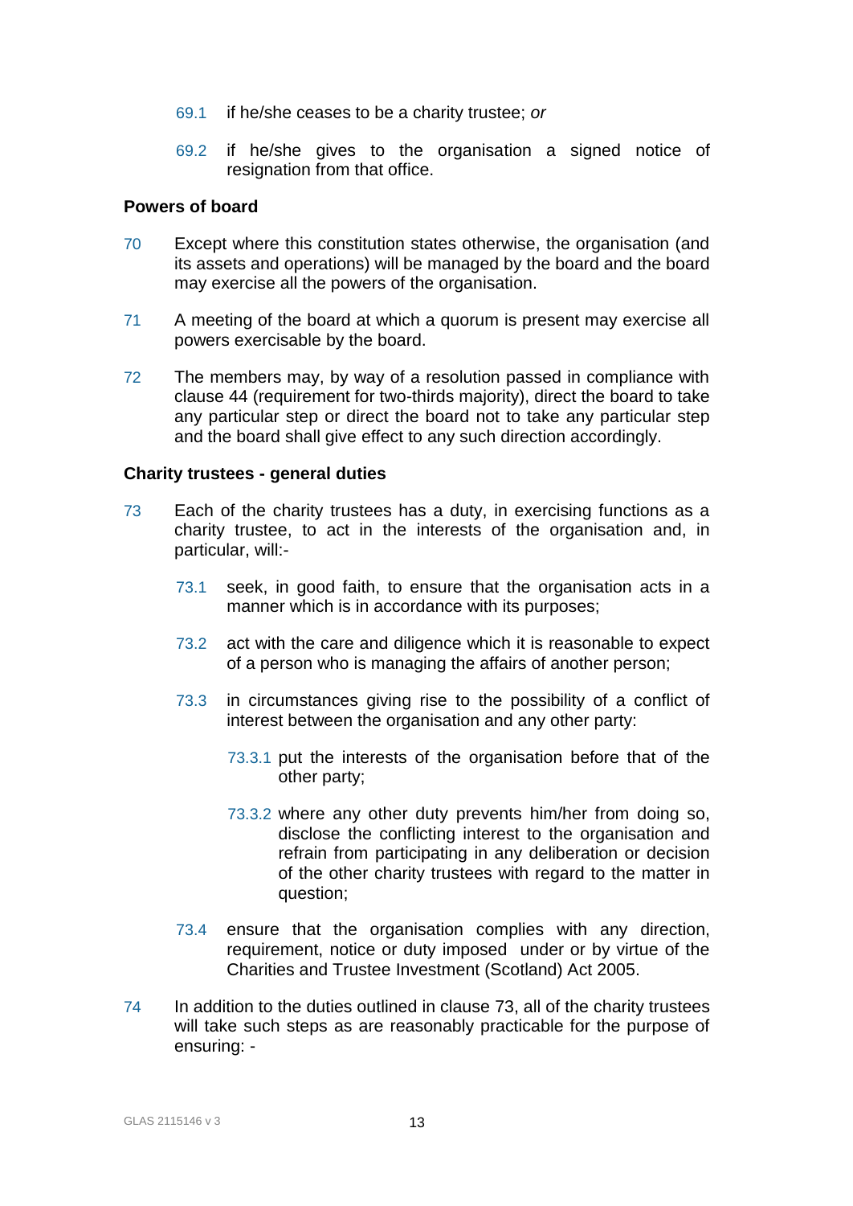69.1 if he/she ceases to be a charity trustee; *or*

69.2 if he/she gives to the organisation a signed notice of resignation from that office.

**Powers of board**

70 Except where this constitution states otherwise, the organisation (and its assets and operations) will be managed by the board and the board may exercise all the powers of the organisation.

71 A meeting of the board at which a quorum is present may exercise all powers exercisable by the board.

72 The members may, by way of a resolution passed in compliance with clause 44 (requirement for two-thirds majority), direct the board to take any particular step or direct the board not to take any particular step and the board shall give effect to any such direction accordingly.

**Charity trustees - general duties**

73 Each of the charity trustees has a duty, in exercising functions as a charity trustee, to act in the interests of the organisation and, in particular, will:-

73.1 seek, in good faith, to ensure that the organisation acts in a manner which is in accordance with its purposes;

73.2 act with the care and diligence which it is reasonable to expect of a person who is managing the affairs of another person;

73.3 in circumstances giving rise to the possibility of a conflict of interest between the organisation and any other party:

73.3.1 put the interests of the organisation before that of the other party;

73.3.2 where any other duty prevents him/her from doing so, disclose the conflicting interest to the organisation and refrain from participating in any deliberation or decision of the other charity trustees with regard to the matter in question;

73.4 ensure that the organisation complies with any direction, requirement, notice or duty imposed under or by virtue of the Charities and Trustee Investment (Scotland) Act 2005.

74 In addition to the duties outlined in clause 73, all of the charity trustees will take such steps as are reasonably practicable for the purpose of ensuring: -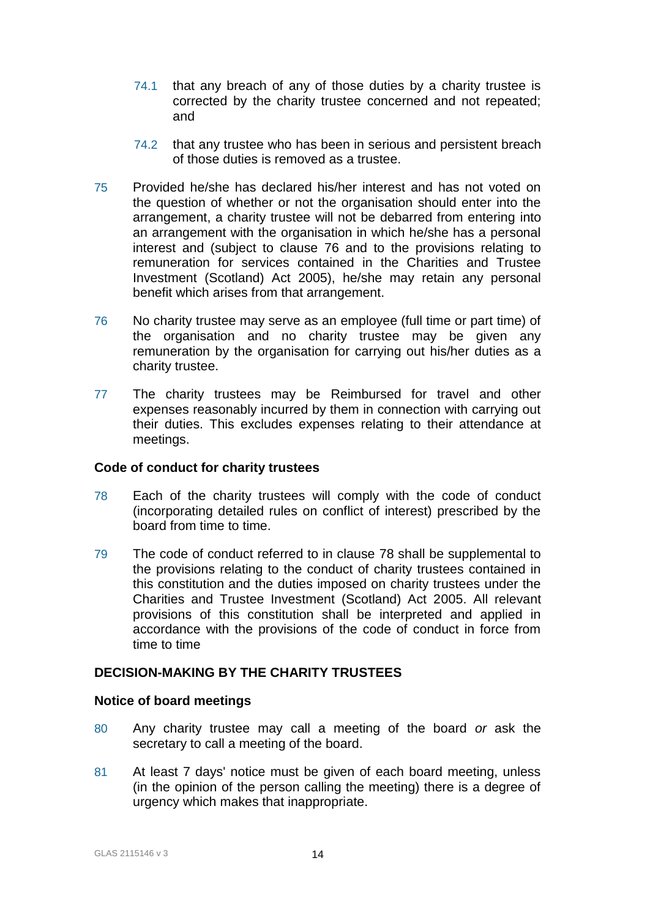74.1 that any breach of any of those duties by a charity trustee is corrected by the charity trustee concerned and not repeated; and

74.2 that any trustee who has been in serious and persistent breach of those duties is removed as a trustee.

75 Provided he/she has declared his/her interest and has not voted on the question of whether or not the organisation should enter into the arrangement, a charity trustee will not be debarred from entering into an arrangement with the organisation in which he/she has a personal interest and (subject to clause 76 and to the provisions relating to remuneration for services contained in the Charities and Trustee Investment (Scotland) Act 2005), he/she may retain any personal benefit which arises from that arrangement.

76 No charity trustee may serve as an employee (full time or part time) of the organisation and no charity trustee may be given any remuneration by the organisation for carrying out his/her duties as a charity trustee.

77 The charity trustees may be Reimbursed for travel and other expenses reasonably incurred by them in connection with carrying out their duties. This excludes expenses relating to their attendance at meetings.

### Code of conduct for charity trustees

78 Each of the charity trustees will comply with the code of conduct (incorporating detailed rules on conflict of interest) prescribed by the board from time to time.

79 The code of conduct referred to in clause 78 shall be supplemental to the provisions relating to the conduct of charity trustees contained in this constitution and the duties imposed on charity trustees under the Charities and Trustee Investment (Scotland) Act 2005. All relevant provisions of this constitution shall be interpreted and applied in accordance with the provisions of the code of conduct in force from time to time

## DECISION-MAKING BY THE CHARITY TRUSTEES

### Notice of board meetings

80 Any charity trustee may call a meeting of the board *or* ask the secretary to call a meeting of the board.

81 At least 7 days' notice must be given of each board meeting, unless (in the opinion of the person calling the meeting) there is a degree of urgency which makes that inappropriate.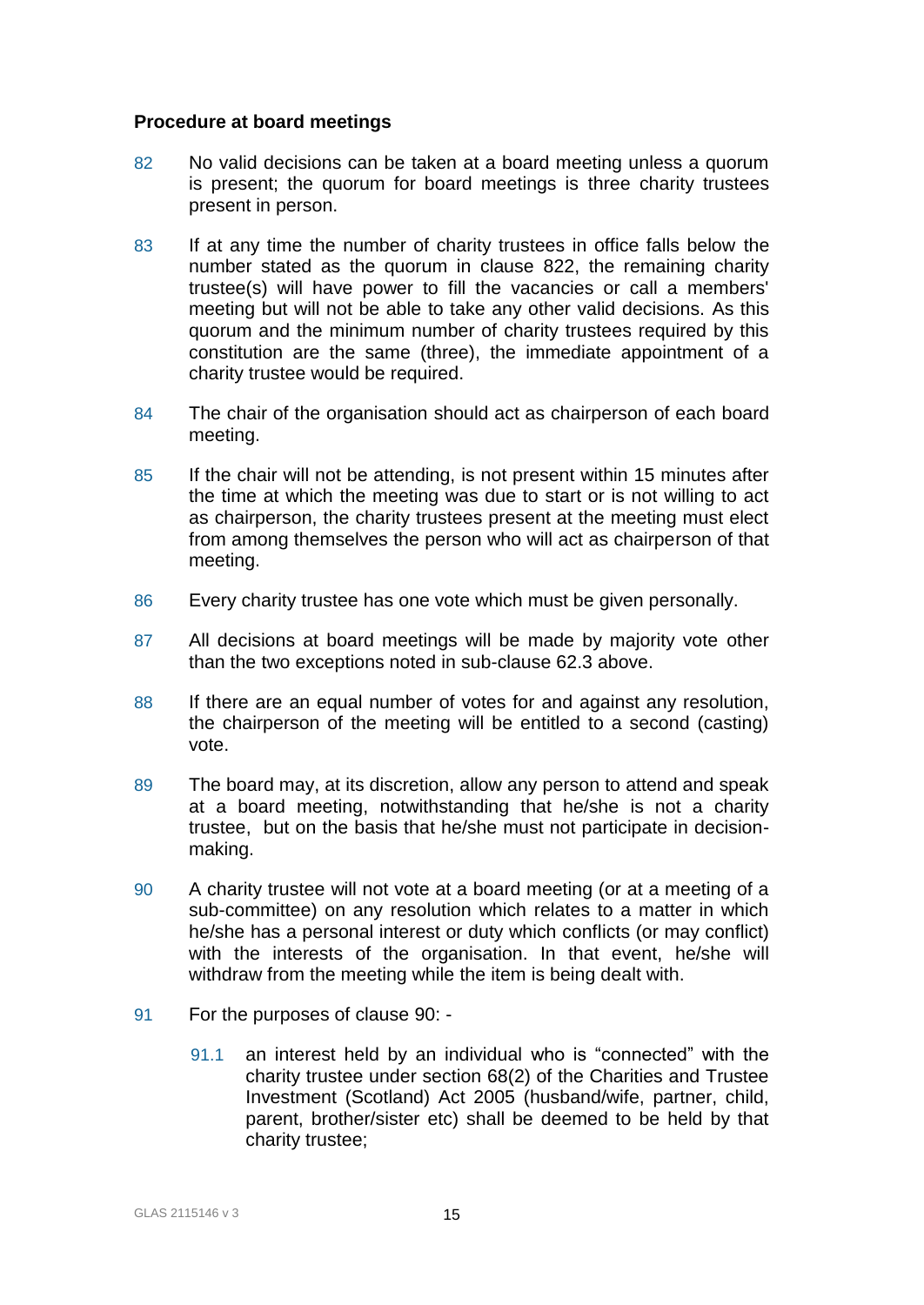**Procedure at board meetings**

82 No valid decisions can be taken at a board meeting unless a quorum is present; the quorum for board meetings is three charity trustees present in person.

83 If at any time the number of charity trustees in office falls below the number stated as the quorum in clause 822, the remaining charity trustee(s) will have power to fill the vacancies or call a members' meeting but will not be able to take any other valid decisions. As this quorum and the minimum number of charity trustees required by this constitution are the same (three), the immediate appointment of a charity trustee would be required.

84 The chair of the organisation should act as chairperson of each board meeting.

85 If the chair will not be attending, is not present within 15 minutes after the time at which the meeting was due to start or is not willing to act as chairperson, the charity trustees present at the meeting must elect from among themselves the person who will act as chairperson of that meeting.

86 Every charity trustee has one vote which must be given personally.

87 All decisions at board meetings will be made by majority vote other than the two exceptions noted in sub-clause 62.3 above.

88 If there are an equal number of votes for and against any resolution, the chairperson of the meeting will be entitled to a second (casting) vote.

89 The board may, at its discretion, allow any person to attend and speak at a board meeting, notwithstanding that he/she is not a charity trustee, but on the basis that he/she must not participate in decision-making.

90 A charity trustee will not vote at a board meeting (or at a meeting of a sub-committee) on any resolution which relates to a matter in which he/she has a personal interest or duty which conflicts (or may conflict) with the interests of the organisation. In that event, he/she will withdraw from the meeting while the item is being dealt with.

91 For the purposes of clause 90: -

 91.1 an interest held by an individual who is "connected" with the charity trustee under section 68(2) of the Charities and Trustee Investment (Scotland) Act 2005 (husband/wife, partner, child, parent, brother/sister etc) shall be deemed to be held by that charity trustee;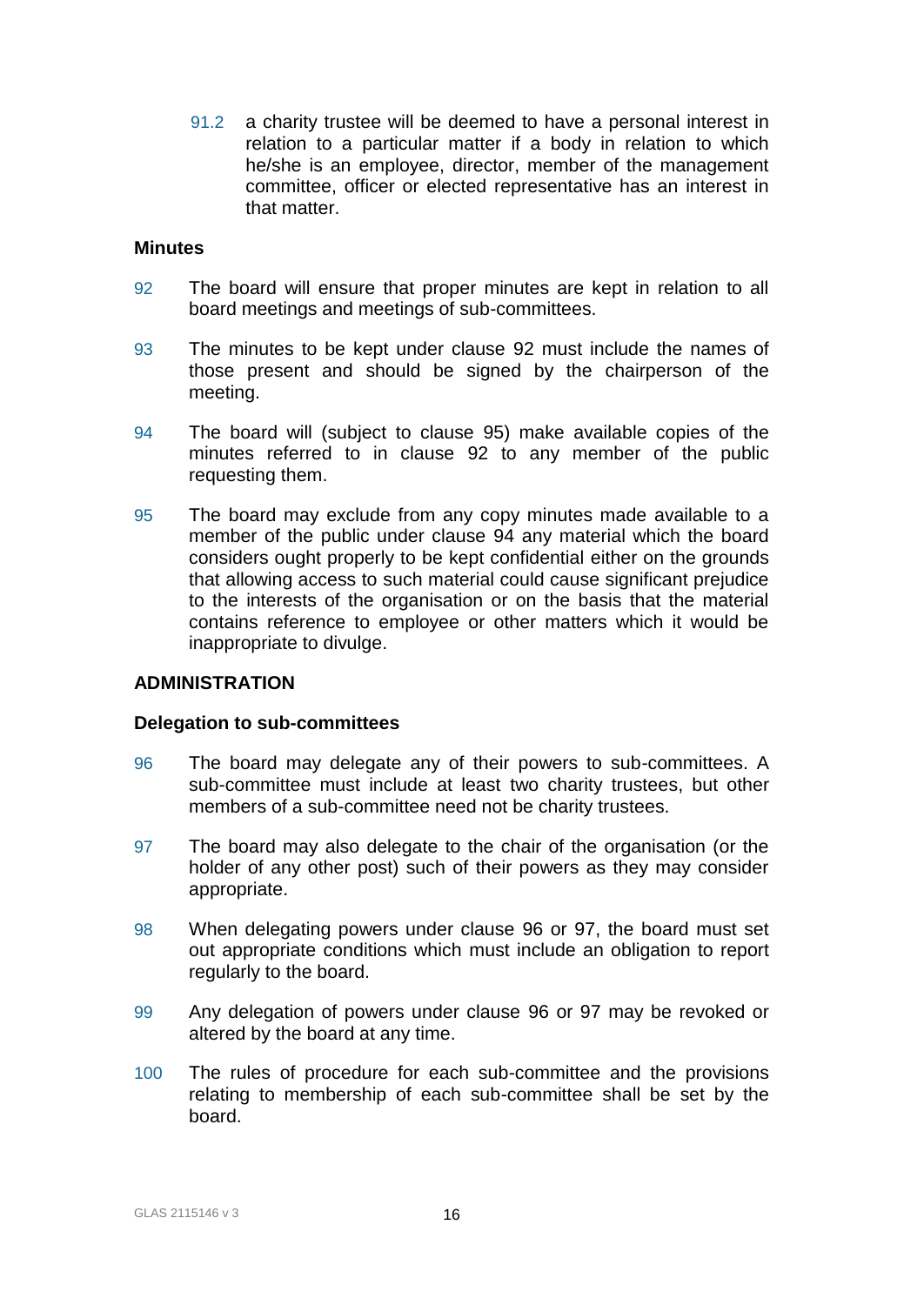91.2 a charity trustee will be deemed to have a personal interest in relation to a particular matter if a body in relation to which he/she is an employee, director, member of the management committee, officer or elected representative has an interest in that matter.

**Minutes**

92 The board will ensure that proper minutes are kept in relation to all board meetings and meetings of sub-committees.

93 The minutes to be kept under clause 92 must include the names of those present and should be signed by the chairperson of the meeting.

94 The board will (subject to clause 95) make available copies of the minutes referred to in clause 92 to any member of the public requesting them.

95 The board may exclude from any copy minutes made available to a member of the public under clause 94 any material which the board considers ought properly to be kept confidential either on the grounds that allowing access to such material could cause significant prejudice to the interests of the organisation or on the basis that the material contains reference to employee or other matters which it would be inappropriate to divulge.

**ADMINISTRATION**

**Delegation to sub-committees**

96 The board may delegate any of their powers to sub-committees. A sub-committee must include at least two charity trustees, but other members of a sub-committee need not be charity trustees.

97 The board may also delegate to the chair of the organisation (or the holder of any other post) such of their powers as they may consider appropriate.

98 When delegating powers under clause 96 or 97, the board must set out appropriate conditions which must include an obligation to report regularly to the board.

99 Any delegation of powers under clause 96 or 97 may be revoked or altered by the board at any time.

100 The rules of procedure for each sub-committee and the provisions relating to membership of each sub-committee shall be set by the board.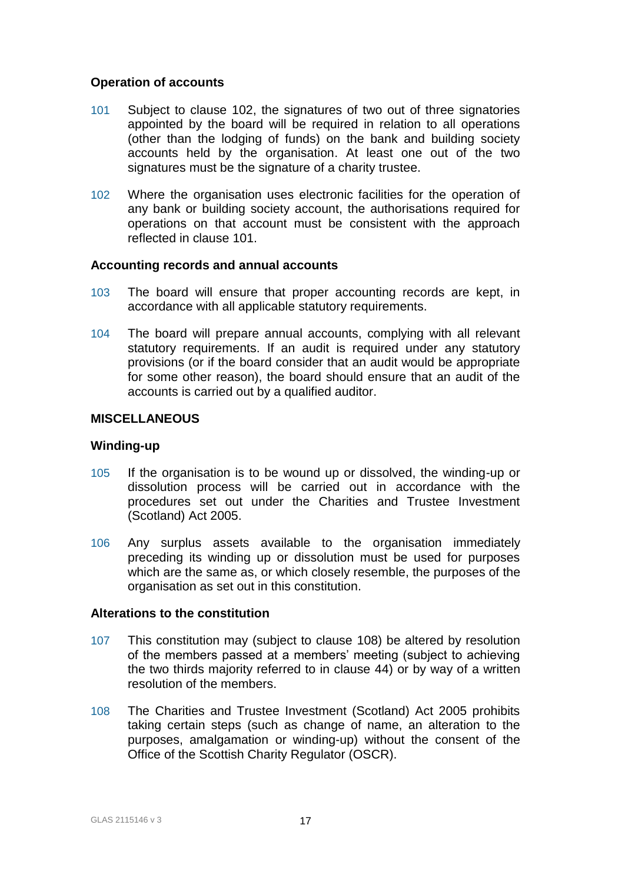### Operation of accounts

101 Subject to clause 102, the signatures of two out of three signatories appointed by the board will be required in relation to all operations (other than the lodging of funds) on the bank and building society accounts held by the organisation. At least one out of the two signatures must be the signature of a charity trustee.

102 Where the organisation uses electronic facilities for the operation of any bank or building society account, the authorisations required for operations on that account must be consistent with the approach reflected in clause 101.

### Accounting records and annual accounts

103 The board will ensure that proper accounting records are kept, in accordance with all applicable statutory requirements.

104 The board will prepare annual accounts, complying with all relevant statutory requirements. If an audit is required under any statutory provisions (or if the board consider that an audit would be appropriate for some other reason), the board should ensure that an audit of the accounts is carried out by a qualified auditor.

## MISCELLANEOUS

### Winding-up

105 If the organisation is to be wound up or dissolved, the winding-up or dissolution process will be carried out in accordance with the procedures set out under the Charities and Trustee Investment (Scotland) Act 2005.

106 Any surplus assets available to the organisation immediately preceding its winding up or dissolution must be used for purposes which are the same as, or which closely resemble, the purposes of the organisation as set out in this constitution.

### Alterations to the constitution

107 This constitution may (subject to clause 108) be altered by resolution of the members passed at a members' meeting (subject to achieving the two thirds majority referred to in clause 44) or by way of a written resolution of the members.

108 The Charities and Trustee Investment (Scotland) Act 2005 prohibits taking certain steps (such as change of name, an alteration to the purposes, amalgamation or winding-up) without the consent of the Office of the Scottish Charity Regulator (OSCR).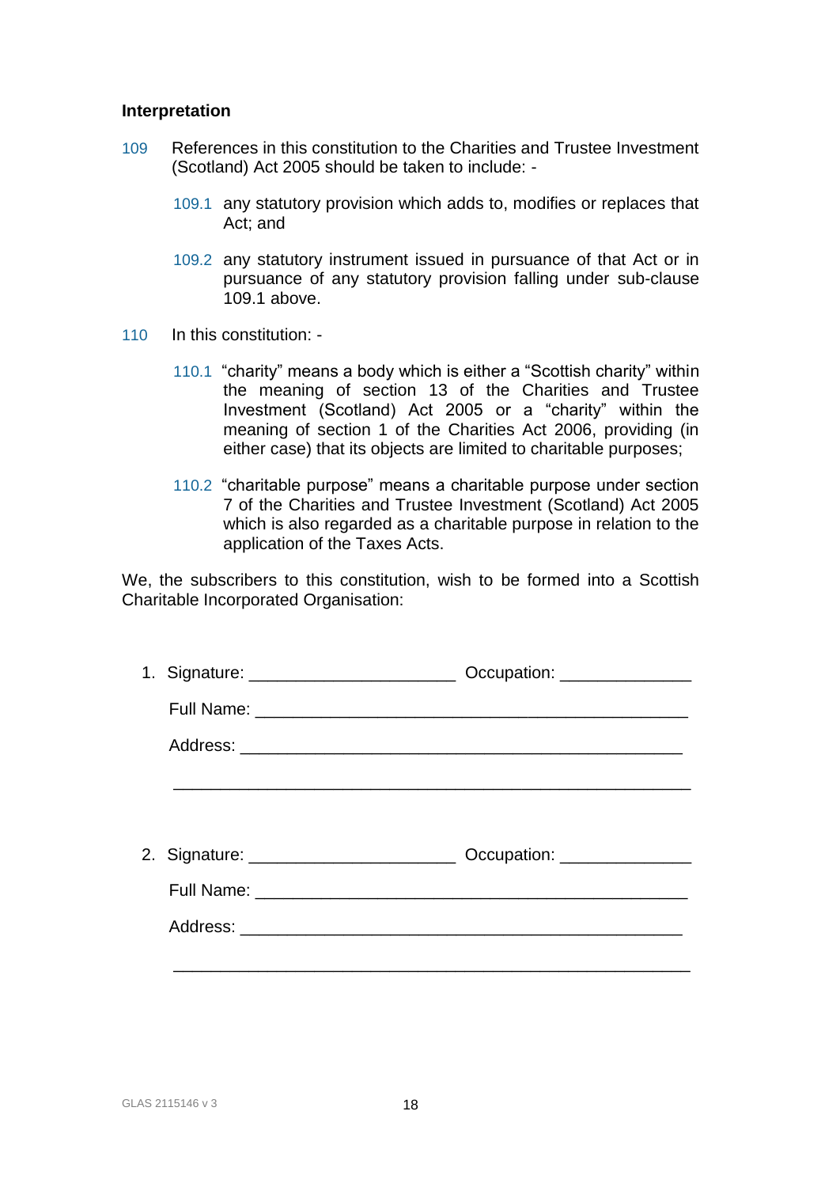**Interpretation**

109 References in this constitution to the Charities and Trustee Investment (Scotland) Act 2005 should be taken to include: -

109.1 any statutory provision which adds to, modifies or replaces that Act; and

109.2 any statutory instrument issued in pursuance of that Act or in pursuance of any statutory provision falling under sub-clause 109.1 above.

110 In this constitution: -

110.1 "charity" means a body which is either a "Scottish charity" within the meaning of section 13 of the Charities and Trustee Investment (Scotland) Act 2005 or a "charity" within the meaning of section 1 of the Charities Act 2006, providing (in either case) that its objects are limited to charitable purposes;

110.2 "charitable purpose" means a charitable purpose under section 7 of the Charities and Trustee Investment (Scotland) Act 2005 which is also regarded as a charitable purpose in relation to the application of the Taxes Acts.

We, the subscribers to this constitution, wish to be formed into a Scottish Charitable Incorporated Organisation:

1. Signature: ______________________ Occupation: ______________

   Full Name: ______________________________________________

   Address: ________________________________________________

   _______________________________________________________

2. Signature: ______________________ Occupation: ______________

   Full Name: ______________________________________________

   Address: ________________________________________________

   _______________________________________________________

GLAS 2115146 v 3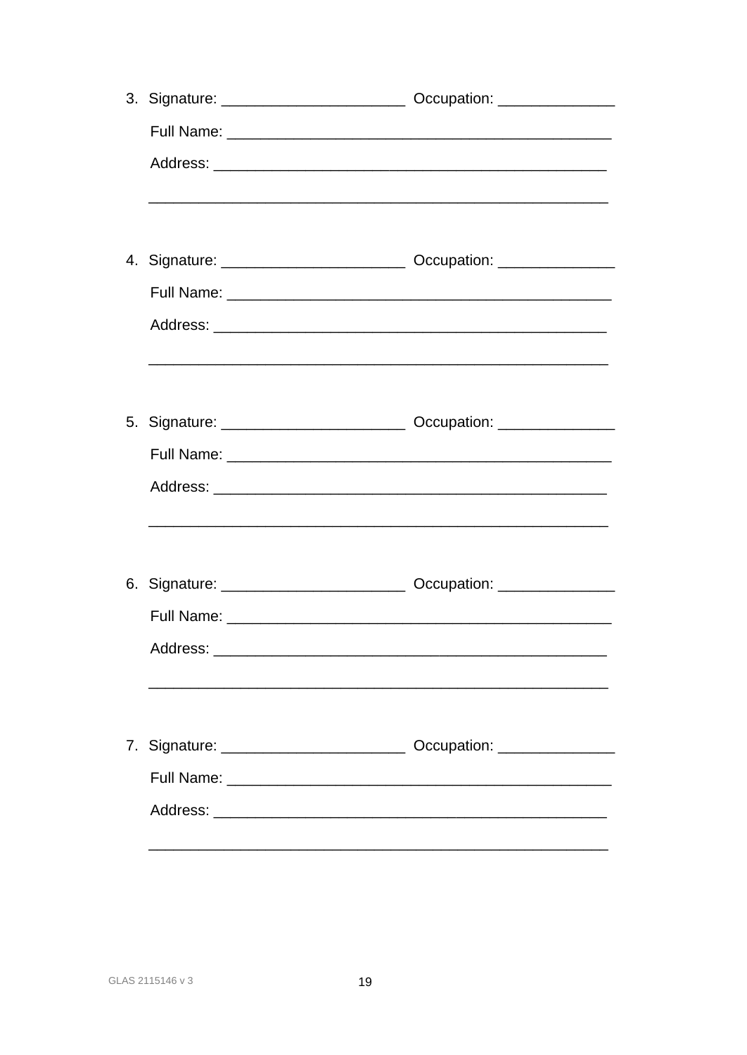3. Signature: ______________________ Occupation: ______________

   Full Name: ______________________________________________

   Address: _______________________________________________

   _______________________________________________________

4. Signature: ______________________ Occupation: ______________

   Full Name: ______________________________________________

   Address: _______________________________________________

   _______________________________________________________

5. Signature: ______________________ Occupation: ______________

   Full Name: ______________________________________________

   Address: _______________________________________________

   _______________________________________________________

6. Signature: ______________________ Occupation: ______________

   Full Name: ______________________________________________

   Address: _______________________________________________

   _______________________________________________________

7. Signature: ______________________ Occupation: ______________

   Full Name: ______________________________________________

   Address: _______________________________________________

   _______________________________________________________